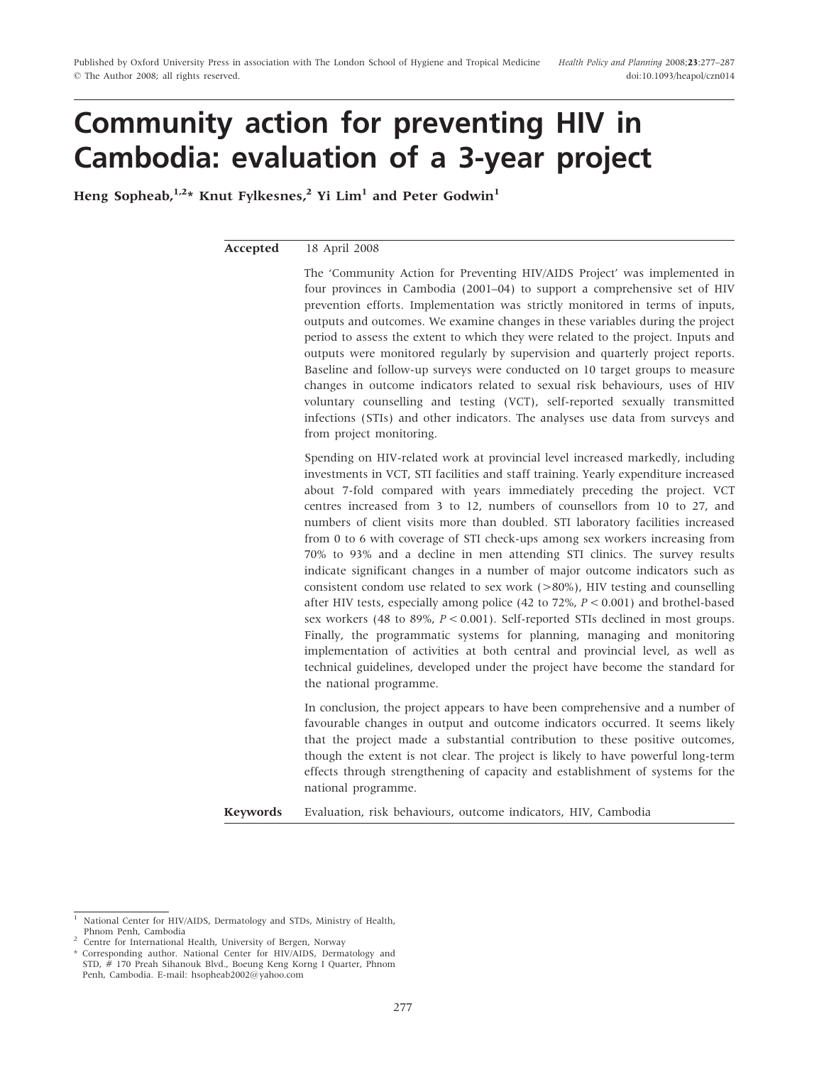Published by Oxford University Press in association with The London School of Hygiene and Tropical Medicine
© The Author 2008; all rights reserved.

*Health Policy and Planning* 2008;**23**:277–287
doi:10.1093/heapol/czn014

# Community action for preventing HIV in Cambodia: evaluation of a 3-year project

**Heng Sopheab,[1,2]* Knut Fylkesnes,[2] Yi Lim[1] and Peter Godwin[1]**

**Accepted** 18 April 2008

The 'Community Action for Preventing HIV/AIDS Project' was implemented in four provinces in Cambodia (2001–04) to support a comprehensive set of HIV prevention efforts. Implementation was strictly monitored in terms of inputs, outputs and outcomes. We examine changes in these variables during the project period to assess the extent to which they were related to the project. Inputs and outputs were monitored regularly by supervision and quarterly project reports. Baseline and follow-up surveys were conducted on 10 target groups to measure changes in outcome indicators related to sexual risk behaviours, uses of HIV voluntary counselling and testing (VCT), self-reported sexually transmitted infections (STIs) and other indicators. The analyses use data from surveys and from project monitoring.

Spending on HIV-related work at provincial level increased markedly, including investments in VCT, STI facilities and staff training. Yearly expenditure increased about 7-fold compared with years immediately preceding the project. VCT centres increased from 3 to 12, numbers of counsellors from 10 to 27, and numbers of client visits more than doubled. STI laboratory facilities increased from 0 to 6 with coverage of STI check-ups among sex workers increasing from 70% to 93% and a decline in men attending STI clinics. The survey results indicate significant changes in a number of major outcome indicators such as consistent condom use related to sex work (>80%), HIV testing and counselling after HIV tests, especially among police (42 to 72%, $P < 0.001$) and brothel-based sex workers (48 to 89%, $P < 0.001$). Self-reported STIs declined in most groups. Finally, the programmatic systems for planning, managing and monitoring implementation of activities at both central and provincial level, as well as technical guidelines, developed under the project have become the standard for the national programme.

In conclusion, the project appears to have been comprehensive and a number of favourable changes in output and outcome indicators occurred. It seems likely that the project made a substantial contribution to these positive outcomes, though the extent is not clear. The project is likely to have powerful long-term effects through strengthening of capacity and establishment of systems for the national programme.

**Keywords** Evaluation, risk behaviours, outcome indicators, HIV, Cambodia

---

[1] National Center for HIV/AIDS, Dermatology and STDs, Ministry of Health, Phnom Penh, Cambodia

[2] Centre for International Health, University of Bergen, Norway

* Corresponding author. National Center for HIV/AIDS, Dermatology and STD, # 170 Preah Sihanouk Blvd., Boeung Keng Korng I Quarter, Phnom Penh, Cambodia. E-mail: hsopheab2002@yahoo.com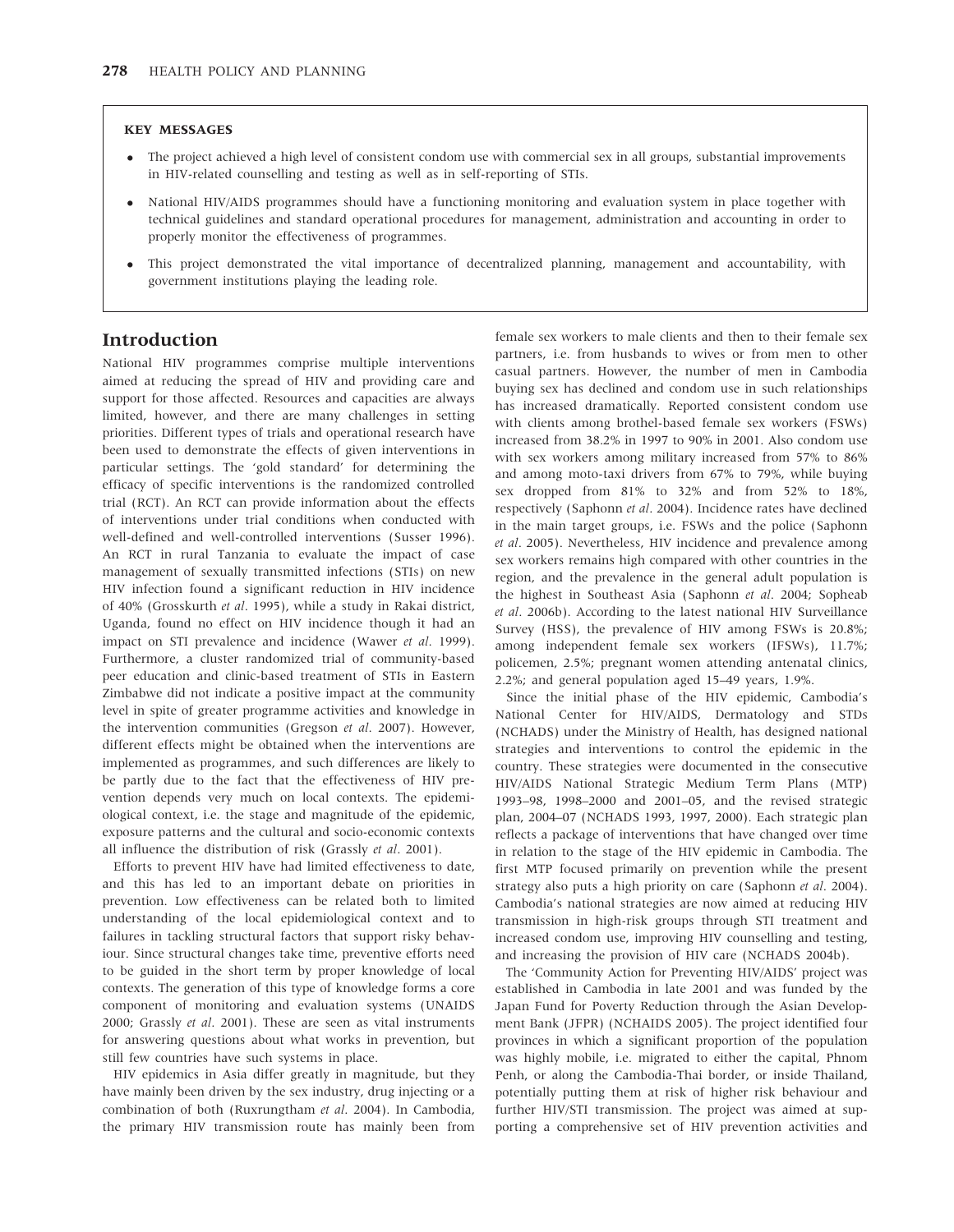**KEY MESSAGES**

- The project achieved a high level of consistent condom use with commercial sex in all groups, substantial improvements in HIV-related counselling and testing as well as in self-reporting of STIs.
- National HIV/AIDS programmes should have a functioning monitoring and evaluation system in place together with technical guidelines and standard operational procedures for management, administration and accounting in order to properly monitor the effectiveness of programmes.
- This project demonstrated the vital importance of decentralized planning, management and accountability, with government institutions playing the leading role.

## Introduction

National HIV programmes comprise multiple interventions aimed at reducing the spread of HIV and providing care and support for those affected. Resources and capacities are always limited, however, and there are many challenges in setting priorities. Different types of trials and operational research have been used to demonstrate the effects of given interventions in particular settings. The 'gold standard' for determining the efficacy of specific interventions is the randomized controlled trial (RCT). An RCT can provide information about the effects of interventions under trial conditions when conducted with well-defined and well-controlled interventions (Susser 1996). An RCT in rural Tanzania to evaluate the impact of case management of sexually transmitted infections (STIs) on new HIV infection found a significant reduction in HIV incidence of 40% (Grosskurth *et al*. 1995), while a study in Rakai district, Uganda, found no effect on HIV incidence though it had an impact on STI prevalence and incidence (Wawer *et al*. 1999). Furthermore, a cluster randomized trial of community-based peer education and clinic-based treatment of STIs in Eastern Zimbabwe did not indicate a positive impact at the community level in spite of greater programme activities and knowledge in the intervention communities (Gregson *et al*. 2007). However, different effects might be obtained when the interventions are implemented as programmes, and such differences are likely to be partly due to the fact that the effectiveness of HIV prevention depends very much on local contexts. The epidemiological context, i.e. the stage and magnitude of the epidemic, exposure patterns and the cultural and socio-economic contexts all influence the distribution of risk (Grassly *et al*. 2001).

Efforts to prevent HIV have had limited effectiveness to date, and this has led to an important debate on priorities in prevention. Low effectiveness can be related both to limited understanding of the local epidemiological context and to failures in tackling structural factors that support risky behaviour. Since structural changes take time, preventive efforts need to be guided in the short term by proper knowledge of local contexts. The generation of this type of knowledge forms a core component of monitoring and evaluation systems (UNAIDS 2000; Grassly *et al*. 2001). These are seen as vital instruments for answering questions about what works in prevention, but still few countries have such systems in place.

HIV epidemics in Asia differ greatly in magnitude, but they have mainly been driven by the sex industry, drug injecting or a combination of both (Ruxrungtham *et al*. 2004). In Cambodia, the primary HIV transmission route has mainly been from female sex workers to male clients and then to their female sex partners, i.e. from husbands to wives or from men to other casual partners. However, the number of men in Cambodia buying sex has declined and condom use in such relationships has increased dramatically. Reported consistent condom use with clients among brothel-based female sex workers (FSWs) increased from 38.2% in 1997 to 90% in 2001. Also condom use with sex workers among military increased from 57% to 86% and among moto-taxi drivers from 67% to 79%, while buying sex dropped from 81% to 32% and from 52% to 18%, respectively (Saphonn *et al*. 2004). Incidence rates have declined in the main target groups, i.e. FSWs and the police (Saphonn *et al*. 2005). Nevertheless, HIV incidence and prevalence among sex workers remains high compared with other countries in the region, and the prevalence in the general adult population is the highest in Southeast Asia (Saphonn *et al*. 2004; Sopheab *et al*. 2006b). According to the latest national HIV Surveillance Survey (HSS), the prevalence of HIV among FSWs is 20.8%; among independent female sex workers (IFSWs), 11.7%; policemen, 2.5%; pregnant women attending antenatal clinics, 2.2%; and general population aged 15–49 years, 1.9%.

Since the initial phase of the HIV epidemic, Cambodia's National Center for HIV/AIDS, Dermatology and STDs (NCHADS) under the Ministry of Health, has designed national strategies and interventions to control the epidemic in the country. These strategies were documented in the consecutive HIV/AIDS National Strategic Medium Term Plans (MTP) 1993–98, 1998–2000 and 2001–05, and the revised strategic plan, 2004–07 (NCHADS 1993, 1997, 2000). Each strategic plan reflects a package of interventions that have changed over time in relation to the stage of the HIV epidemic in Cambodia. The first MTP focused primarily on prevention while the present strategy also puts a high priority on care (Saphonn *et al*. 2004). Cambodia's national strategies are now aimed at reducing HIV transmission in high-risk groups through STI treatment and increased condom use, improving HIV counselling and testing, and increasing the provision of HIV care (NCHADS 2004b).

The 'Community Action for Preventing HIV/AIDS' project was established in Cambodia in late 2001 and was funded by the Japan Fund for Poverty Reduction through the Asian Development Bank (JFPR) (NCHAIDS 2005). The project identified four provinces in which a significant proportion of the population was highly mobile, i.e. migrated to either the capital, Phnom Penh, or along the Cambodia-Thai border, or inside Thailand, potentially putting them at risk of higher risk behaviour and further HIV/STI transmission. The project was aimed at supporting a comprehensive set of HIV prevention activities and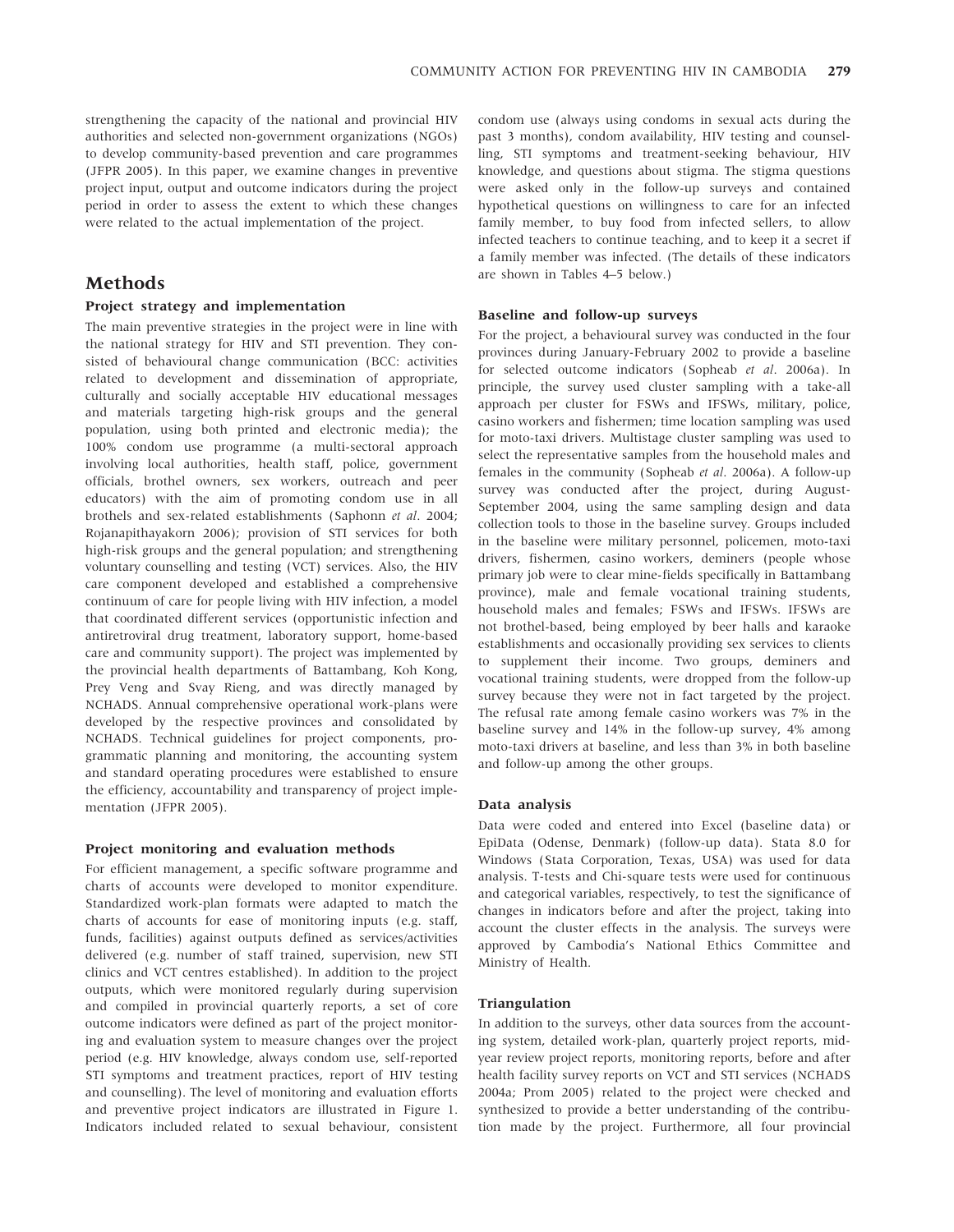strengthening the capacity of the national and provincial HIV authorities and selected non-government organizations (NGOs) to develop community-based prevention and care programmes (JFPR 2005). In this paper, we examine changes in preventive project input, output and outcome indicators during the project period in order to assess the extent to which these changes were related to the actual implementation of the project.

## Methods

### Project strategy and implementation

The main preventive strategies in the project were in line with the national strategy for HIV and STI prevention. They consisted of behavioural change communication (BCC: activities related to development and dissemination of appropriate, culturally and socially acceptable HIV educational messages and materials targeting high-risk groups and the general population, using both printed and electronic media); the 100% condom use programme (a multi-sectoral approach involving local authorities, health staff, police, government officials, brothel owners, sex workers, outreach and peer educators) with the aim of promoting condom use in all brothels and sex-related establishments (Saphonn *et al*. 2004; Rojanapithayakorn 2006); provision of STI services for both high-risk groups and the general population; and strengthening voluntary counselling and testing (VCT) services. Also, the HIV care component developed and established a comprehensive continuum of care for people living with HIV infection, a model that coordinated different services (opportunistic infection and antiretroviral drug treatment, laboratory support, home-based care and community support). The project was implemented by the provincial health departments of Battambang, Koh Kong, Prey Veng and Svay Rieng, and was directly managed by NCHADS. Annual comprehensive operational work-plans were developed by the respective provinces and consolidated by NCHADS. Technical guidelines for project components, programmatic planning and monitoring, the accounting system and standard operating procedures were established to ensure the efficiency, accountability and transparency of project implementation (JFPR 2005).

### Project monitoring and evaluation methods

For efficient management, a specific software programme and charts of accounts were developed to monitor expenditure. Standardized work-plan formats were adapted to match the charts of accounts for ease of monitoring inputs (e.g. staff, funds, facilities) against outputs defined as services/activities delivered (e.g. number of staff trained, supervision, new STI clinics and VCT centres established). In addition to the project outputs, which were monitored regularly during supervision and compiled in provincial quarterly reports, a set of core outcome indicators were defined as part of the project monitoring and evaluation system to measure changes over the project period (e.g. HIV knowledge, always condom use, self-reported STI symptoms and treatment practices, report of HIV testing and counselling). The level of monitoring and evaluation efforts and preventive project indicators are illustrated in Figure 1. Indicators included related to sexual behaviour, consistent condom use (always using condoms in sexual acts during the past 3 months), condom availability, HIV testing and counselling, STI symptoms and treatment-seeking behaviour, HIV knowledge, and questions about stigma. The stigma questions were asked only in the follow-up surveys and contained hypothetical questions on willingness to care for an infected family member, to buy food from infected sellers, to allow infected teachers to continue teaching, and to keep it a secret if a family member was infected. (The details of these indicators are shown in Tables 4–5 below.)

### Baseline and follow-up surveys

For the project, a behavioural survey was conducted in the four provinces during January-February 2002 to provide a baseline for selected outcome indicators (Sopheab *et al*. 2006a). In principle, the survey used cluster sampling with a take-all approach per cluster for FSWs and IFSWs, military, police, casino workers and fishermen; time location sampling was used for moto-taxi drivers. Multistage cluster sampling was used to select the representative samples from the household males and females in the community (Sopheab *et al*. 2006a). A follow-up survey was conducted after the project, during August-September 2004, using the same sampling design and data collection tools to those in the baseline survey. Groups included in the baseline were military personnel, policemen, moto-taxi drivers, fishermen, casino workers, deminers (people whose primary job were to clear mine-fields specifically in Battambang province), male and female vocational training students, household males and females; FSWs and IFSWs. IFSWs are not brothel-based, being employed by beer halls and karaoke establishments and occasionally providing sex services to clients to supplement their income. Two groups, deminers and vocational training students, were dropped from the follow-up survey because they were not in fact targeted by the project. The refusal rate among female casino workers was 7% in the baseline survey and 14% in the follow-up survey, 4% among moto-taxi drivers at baseline, and less than 3% in both baseline and follow-up among the other groups.

### Data analysis

Data were coded and entered into Excel (baseline data) or EpiData (Odense, Denmark) (follow-up data). Stata 8.0 for Windows (Stata Corporation, Texas, USA) was used for data analysis. T-tests and Chi-square tests were used for continuous and categorical variables, respectively, to test the significance of changes in indicators before and after the project, taking into account the cluster effects in the analysis. The surveys were approved by Cambodia's National Ethics Committee and Ministry of Health.

### Triangulation

In addition to the surveys, other data sources from the accounting system, detailed work-plan, quarterly project reports, mid-year review project reports, monitoring reports, before and after health facility survey reports on VCT and STI services (NCHADS 2004a; Prom 2005) related to the project were checked and synthesized to provide a better understanding of the contribution made by the project. Furthermore, all four provincial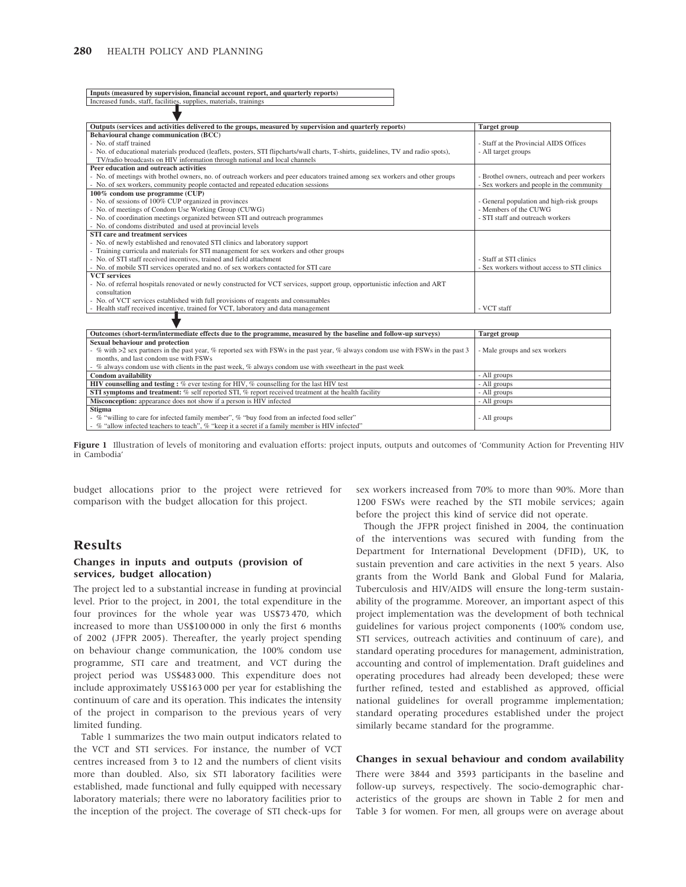| Inputs (measured by supervision, financial account report, and quarterly reports) |
|---|
| Increased funds, staff, facilities, supplies, materials, trainings |

| Outputs (services and activities delivered to the groups, measured by supervision and quarterly reports) | Target group |
|---|---|
| **Behavioural change communication (BCC)** | |
| - No. of staff trained | - Staff at the Provincial AIDS Offices |
| - No. of educational materials produced (leaflets, posters, STI flipcharts/wall charts, T-shirts, guidelines, TV and radio spots), TV/radio broadcasts on HIV information through national and local channels | - All target groups |
| **Peer education and outreach activities** | |
| - No. of meetings with brothel owners, no. of outreach workers and peer educators trained among sex workers and other groups | - Brothel owners, outreach and peer workers |
| - No. of sex workers, community people contacted and repeated education sessions | - Sex workers and people in the community |
| **100% condom use programme (CUP)** | |
| - No. of sessions of 100% CUP organized in provinces | - General population and high-risk groups |
| - No. of meetings of Condom Use Working Group (CUWG) | - Members of the CUWG |
| - No. of coordination meetings organized between STI and outreach programmes | - STI staff and outreach workers |
| - No. of condoms distributed and used at provincial levels | |
| **STI care and treatment services** | |
| - No. of newly established and renovated STI clinics and laboratory support | |
| - Training curricula and materials for STI management for sex workers and other groups | |
| - No. of STI staff received incentives, trained and field attachment | - Staff at STI clinics |
| - No. of mobile STI services operated and no. of sex workers contacted for STI care | - Sex workers without access to STI clinics |
| **VCT services** | |
| - No. of referral hospitals renovated or newly constructed for VCT services, support group, opportunistic infection and ART consultation | |
| - No. of VCT services established with full provisions of reagents and consumables | |
| - Health staff received incentive, trained for VCT, laboratory and data management | - VCT staff |

| Outcomes (short-term/intermediate effects due to the programme, measured by the baseline and follow-up surveys) | Target group |
|---|---|
| **Sexual behaviour and protection** | |
| - % with >2 sex partners in the past year, % reported sex with FSWs in the past year, % always condom use with FSWs in the past 3 months, and last condom use with FSWs | - Male groups and sex workers |
| - % always condom use with clients in the past week, % always condom use with sweetheart in the past week | |
| **Condom availability** | - All groups |
| **HIV counselling and testing :** % ever testing for HIV, % counselling for the last HIV test | - All groups |
| **STI symptoms and treatment:** % self reported STI, % report received treatment at the health facility | - All groups |
| **Misconception:** appearance does not show if a person is HIV infected | - All groups |
| **Stigma** | |
| - % "willing to care for infected family member", % "buy food from an infected food seller" | - All groups |
| - % "allow infected teachers to teach", % "keep it a secret if a family member is HIV infected" | |

**Figure 1** Illustration of levels of monitoring and evaluation efforts: project inputs, outputs and outcomes of 'Community Action for Preventing HIV in Cambodia'

budget allocations prior to the project were retrieved for comparison with the budget allocation for this project.

## Results

### Changes in inputs and outputs (provision of services, budget allocation)

The project led to a substantial increase in funding at provincial level. Prior to the project, in 2001, the total expenditure in the four provinces for the whole year was US$73 470, which increased to more than US$100 000 in only the first 6 months of 2002 (JFPR 2005). Thereafter, the yearly project spending on behaviour change communication, the 100% condom use programme, STI care and treatment, and VCT during the project period was US$483 000. This expenditure does not include approximately US$163 000 per year for establishing the continuum of care and its operation. This indicates the intensity of the project in comparison to the previous years of very limited funding.

Table 1 summarizes the two main output indicators related to the VCT and STI services. For instance, the number of VCT centres increased from 3 to 12 and the numbers of client visits more than doubled. Also, six STI laboratory facilities were established, made functional and fully equipped with necessary laboratory materials; there were no laboratory facilities prior to the inception of the project. The coverage of STI check-ups for sex workers increased from 70% to more than 90%. More than 1200 FSWs were reached by the STI mobile services; again before the project this kind of service did not operate.

Though the JFPR project finished in 2004, the continuation of the interventions was secured with funding from the Department for International Development (DFID), UK, to sustain prevention and care activities in the next 5 years. Also grants from the World Bank and Global Fund for Malaria, Tuberculosis and HIV/AIDS will ensure the long-term sustainability of the programme. Moreover, an important aspect of this project implementation was the development of both technical guidelines for various project components (100% condom use, STI services, outreach activities and continuum of care), and standard operating procedures for management, administration, accounting and control of implementation. Draft guidelines and operating procedures had already been developed; these were further refined, tested and established as approved, official national guidelines for overall programme implementation; standard operating procedures established under the project similarly became standard for the programme.

### Changes in sexual behaviour and condom availability

There were 3844 and 3593 participants in the baseline and follow-up surveys, respectively. The socio-demographic characteristics of the groups are shown in Table 2 for men and Table 3 for women. For men, all groups were on average about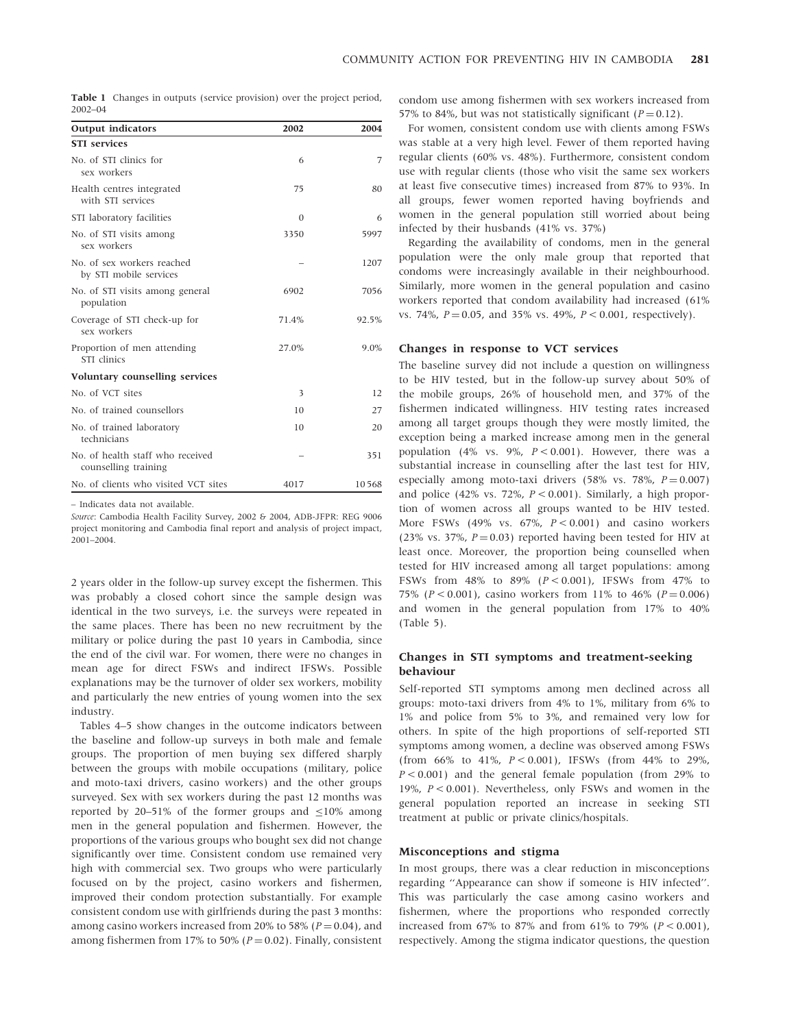**Table 1** Changes in outputs (service provision) over the project period, 2002–04

| Output indicators | 2002 | 2004 |
|---|---|---|
| **STI services** | | |
| No. of STI clinics for sex workers | 6 | 7 |
| Health centres integrated with STI services | 75 | 80 |
| STI laboratory facilities | 0 | 6 |
| No. of STI visits among sex workers | 3350 | 5997 |
| No. of sex workers reached by STI mobile services | – | 1207 |
| No. of STI visits among general population | 6902 | 7056 |
| Coverage of STI check-up for sex workers | 71.4% | 92.5% |
| Proportion of men attending STI clinics | 27.0% | 9.0% |
| **Voluntary counselling services** | | |
| No. of VCT sites | 3 | 12 |
| No. of trained counsellors | 10 | 27 |
| No. of trained laboratory technicians | 10 | 20 |
| No. of health staff who received counselling training | – | 351 |
| No. of clients who visited VCT sites | 4017 | 10 568 |

– Indicates data not available.

*Source*: Cambodia Health Facility Survey, 2002 & 2004, ADB-JFPR: REG 9006 project monitoring and Cambodia final report and analysis of project impact, 2001–2004.

2 years older in the follow-up survey except the fishermen. This was probably a closed cohort since the sample design was identical in the two surveys, i.e. the surveys were repeated in the same places. There has been no new recruitment by the military or police during the past 10 years in Cambodia, since the end of the civil war. For women, there were no changes in mean age for direct FSWs and indirect IFSWs. Possible explanations may be the turnover of older sex workers, mobility and particularly the new entries of young women into the sex industry.

Tables 4–5 show changes in the outcome indicators between the baseline and follow-up surveys in both male and female groups. The proportion of men buying sex differed sharply between the groups with mobile occupations (military, police and moto-taxi drivers, casino workers) and the other groups surveyed. Sex with sex workers during the past 12 months was reported by 20–51% of the former groups and ≤10% among men in the general population and fishermen. However, the proportions of the various groups who bought sex did not change significantly over time. Consistent condom use remained very high with commercial sex. Two groups who were particularly focused on by the project, casino workers and fishermen, improved their condom protection substantially. For example consistent condom use with girlfriends during the past 3 months: among casino workers increased from 20% to 58% ($P = 0.04$), and among fishermen from 17% to 50% ($P = 0.02$). Finally, consistent condom use among fishermen with sex workers increased from 57% to 84%, but was not statistically significant ($P = 0.12$).

For women, consistent condom use with clients among FSWs was stable at a very high level. Fewer of them reported having regular clients (60% vs. 48%). Furthermore, consistent condom use with regular clients (those who visit the same sex workers at least five consecutive times) increased from 87% to 93%. In all groups, fewer women reported having boyfriends and women in the general population still worried about being infected by their husbands (41% vs. 37%)

Regarding the availability of condoms, men in the general population were the only male group that reported that condoms were increasingly available in their neighbourhood. Similarly, more women in the general population and casino workers reported that condom availability had increased (61% vs. 74%, $P = 0.05$, and 35% vs. 49%, $P < 0.001$, respectively).

### Changes in response to VCT services

The baseline survey did not include a question on willingness to be HIV tested, but in the follow-up survey about 50% of the mobile groups, 26% of household men, and 37% of the fishermen indicated willingness. HIV testing rates increased among all target groups though they were mostly limited, the exception being a marked increase among men in the general population (4% vs. 9%, $P < 0.001$). However, there was a substantial increase in counselling after the last test for HIV, especially among moto-taxi drivers (58% vs. 78%, $P = 0.007$) and police (42% vs. 72%, $P < 0.001$). Similarly, a high proportion of women across all groups wanted to be HIV tested. More FSWs (49% vs. 67%, $P < 0.001$) and casino workers (23% vs. 37%, $P = 0.03$) reported having been tested for HIV at least once. Moreover, the proportion being counselled when tested for HIV increased among all target populations: among FSWs from 48% to 89% ($P < 0.001$), IFSWs from 47% to 75% ($P < 0.001$), casino workers from 11% to 46% ($P = 0.006$) and women in the general population from 17% to 40% (Table 5).

### Changes in STI symptoms and treatment-seeking behaviour

Self-reported STI symptoms among men declined across all groups: moto-taxi drivers from 4% to 1%, military from 6% to 1% and police from 5% to 3%, and remained very low for others. In spite of the high proportions of self-reported STI symptoms among women, a decline was observed among FSWs (from 66% to 41%, $P < 0.001$), IFSWs (from 44% to 29%, $P < 0.001$) and the general female population (from 29% to 19%, $P < 0.001$). Nevertheless, only FSWs and women in the general population reported an increase in seeking STI treatment at public or private clinics/hospitals.

### Misconceptions and stigma

In most groups, there was a clear reduction in misconceptions regarding "Appearance can show if someone is HIV infected". This was particularly the case among casino workers and fishermen, where the proportions who responded correctly increased from 67% to 87% and from 61% to 79% ($P < 0.001$), respectively. Among the stigma indicator questions, the question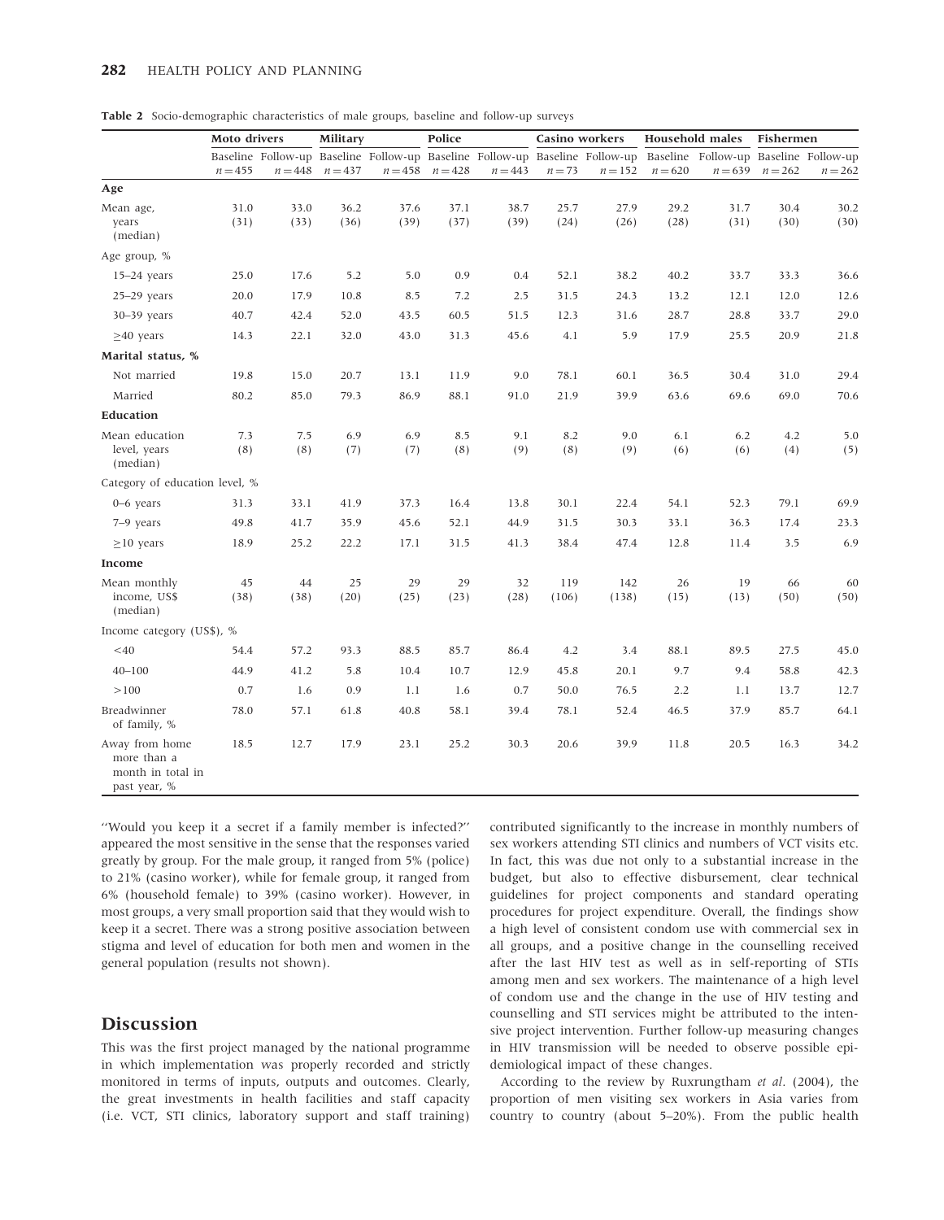**Table 2** Socio-demographic characteristics of male groups, baseline and follow-up surveys

| | Moto drivers | | Military | | Police | | Casino workers | | Household males | | Fishermen | |
|---|---|---|---|---|---|---|---|---|---|---|---|---|
| | Baseline $n=455$ | Follow-up $n=448$ | Baseline $n=437$ | Follow-up $n=458$ | Baseline $n=428$ | Follow-up $n=443$ | Baseline $n=73$ | Follow-up $n=152$ | Baseline $n=620$ | Follow-up $n=639$ | Baseline $n=262$ | Follow-up $n=262$ |
| **Age** | | | | | | | | | | | | |
| Mean age, years (median) | 31.0 (31) | 33.0 (33) | 36.2 (36) | 37.6 (39) | 37.1 (37) | 38.7 (39) | 25.7 (24) | 27.9 (26) | 29.2 (28) | 31.7 (31) | 30.4 (30) | 30.2 (30) |
| Age group, % | | | | | | | | | | | | |
| 15–24 years | 25.0 | 17.6 | 5.2 | 5.0 | 0.9 | 0.4 | 52.1 | 38.2 | 40.2 | 33.7 | 33.3 | 36.6 |
| 25–29 years | 20.0 | 17.9 | 10.8 | 8.5 | 7.2 | 2.5 | 31.5 | 24.3 | 13.2 | 12.1 | 12.0 | 12.6 |
| 30–39 years | 40.7 | 42.4 | 52.0 | 43.5 | 60.5 | 51.5 | 12.3 | 31.6 | 28.7 | 28.8 | 33.7 | 29.0 |
| ≥40 years | 14.3 | 22.1 | 32.0 | 43.0 | 31.3 | 45.6 | 4.1 | 5.9 | 17.9 | 25.5 | 20.9 | 21.8 |
| **Marital status, %** | | | | | | | | | | | | |
| Not married | 19.8 | 15.0 | 20.7 | 13.1 | 11.9 | 9.0 | 78.1 | 60.1 | 36.5 | 30.4 | 31.0 | 29.4 |
| Married | 80.2 | 85.0 | 79.3 | 86.9 | 88.1 | 91.0 | 21.9 | 39.9 | 63.6 | 69.6 | 69.0 | 70.6 |
| **Education** | | | | | | | | | | | | |
| Mean education level, years (median) | 7.3 (8) | 7.5 (8) | 6.9 (7) | 6.9 (7) | 8.5 (8) | 9.1 (9) | 8.2 (8) | 9.0 (9) | 6.1 (6) | 6.2 (6) | 4.2 (4) | 5.0 (5) |
| Category of education level, % | | | | | | | | | | | | |
| 0–6 years | 31.3 | 33.1 | 41.9 | 37.3 | 16.4 | 13.8 | 30.1 | 22.4 | 54.1 | 52.3 | 79.1 | 69.9 |
| 7–9 years | 49.8 | 41.7 | 35.9 | 45.6 | 52.1 | 44.9 | 31.5 | 30.3 | 33.1 | 36.3 | 17.4 | 23.3 |
| ≥10 years | 18.9 | 25.2 | 22.2 | 17.1 | 31.5 | 41.3 | 38.4 | 47.4 | 12.8 | 11.4 | 3.5 | 6.9 |
| **Income** | | | | | | | | | | | | |
| Mean monthly income, US$ (median) | 45 (38) | 44 (38) | 25 (20) | 29 (25) | 29 (23) | 32 (28) | 119 (106) | 142 (138) | 26 (15) | 19 (13) | 66 (50) | 60 (50) |
| Income category (US$), % | | | | | | | | | | | | |
| <40 | 54.4 | 57.2 | 93.3 | 88.5 | 85.7 | 86.4 | 4.2 | 3.4 | 88.1 | 89.5 | 27.5 | 45.0 |
| 40–100 | 44.9 | 41.2 | 5.8 | 10.4 | 10.7 | 12.9 | 45.8 | 20.1 | 9.7 | 9.4 | 58.8 | 42.3 |
| >100 | 0.7 | 1.6 | 0.9 | 1.1 | 1.6 | 0.7 | 50.0 | 76.5 | 2.2 | 1.1 | 13.7 | 12.7 |
| Breadwinner of family, % | 78.0 | 57.1 | 61.8 | 40.8 | 58.1 | 39.4 | 78.1 | 52.4 | 46.5 | 37.9 | 85.7 | 64.1 |
| Away from home more than a month in total in past year, % | 18.5 | 12.7 | 17.9 | 23.1 | 25.2 | 30.3 | 20.6 | 39.9 | 11.8 | 20.5 | 16.3 | 34.2 |

"Would you keep it a secret if a family member is infected?" appeared the most sensitive in the sense that the responses varied greatly by group. For the male group, it ranged from 5% (police) to 21% (casino worker), while for female group, it ranged from 6% (household female) to 39% (casino worker). However, in most groups, a very small proportion said that they would wish to keep it a secret. There was a strong positive association between stigma and level of education for both men and women in the general population (results not shown).

## Discussion

This was the first project managed by the national programme in which implementation was properly recorded and strictly monitored in terms of inputs, outputs and outcomes. Clearly, the great investments in health facilities and staff capacity (i.e. VCT, STI clinics, laboratory support and staff training) contributed significantly to the increase in monthly numbers of sex workers attending STI clinics and numbers of VCT visits etc. In fact, this was due not only to a substantial increase in the budget, but also to effective disbursement, clear technical guidelines for project components and standard operating procedures for project expenditure. Overall, the findings show a high level of consistent condom use with commercial sex in all groups, and a positive change in the counselling received after the last HIV test as well as in self-reporting of STIs among men and sex workers. The maintenance of a high level of condom use and the change in the use of HIV testing and counselling and STI services might be attributed to the intensive project intervention. Further follow-up measuring changes in HIV transmission will be needed to observe possible epidemiological impact of these changes.

According to the review by Ruxrungtham *et al*. (2004), the proportion of men visiting sex workers in Asia varies from country to country (about 5–20%). From the public health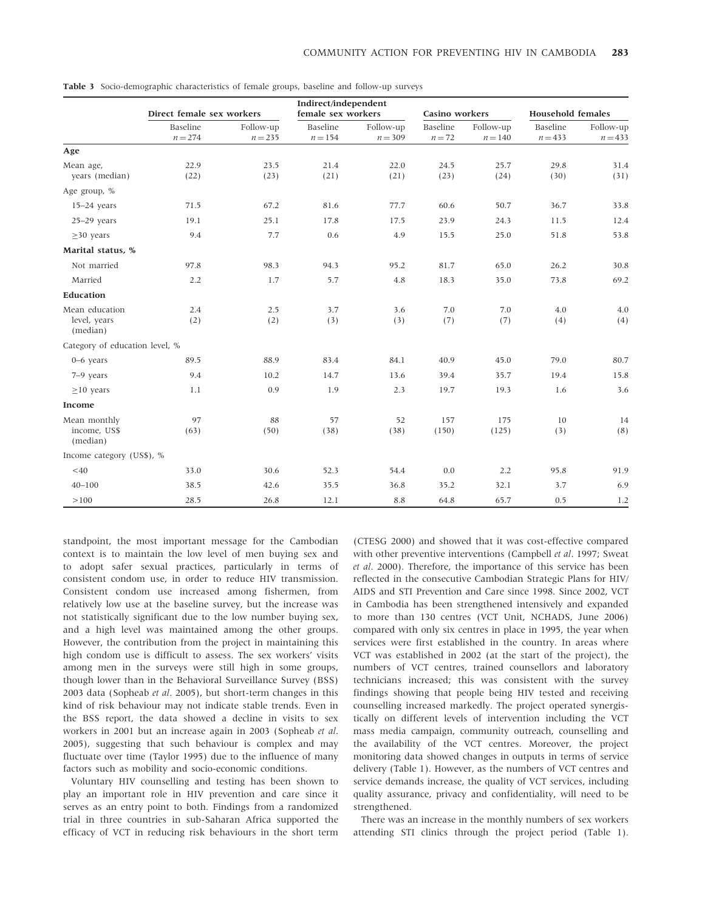**Table 3** Socio-demographic characteristics of female groups, baseline and follow-up surveys

| | Direct female sex workers | | Indirect/independent female sex workers | | Casino workers | | Household females | |
|---|---|---|---|---|---|---|---|---|
| | Baseline $n = 274$ | Follow-up $n = 235$ | Baseline $n = 154$ | Follow-up $n = 309$ | Baseline $n = 72$ | Follow-up $n = 140$ | Baseline $n = 433$ | Follow-up $n = 433$ |
| **Age** | | | | | | | | |
| Mean age, years (median) | 22.9 (22) | 23.5 (23) | 21.4 (21) | 22.0 (21) | 24.5 (23) | 25.7 (24) | 29.8 (30) | 31.4 (31) |
| Age group, % | | | | | | | | |
| 15–24 years | 71.5 | 67.2 | 81.6 | 77.7 | 60.6 | 50.7 | 36.7 | 33.8 |
| 25–29 years | 19.1 | 25.1 | 17.8 | 17.5 | 23.9 | 24.3 | 11.5 | 12.4 |
| ≥30 years | 9.4 | 7.7 | 0.6 | 4.9 | 15.5 | 25.0 | 51.8 | 53.8 |
| **Marital status, %** | | | | | | | | |
| Not married | 97.8 | 98.3 | 94.3 | 95.2 | 81.7 | 65.0 | 26.2 | 30.8 |
| Married | 2.2 | 1.7 | 5.7 | 4.8 | 18.3 | 35.0 | 73.8 | 69.2 |
| **Education** | | | | | | | | |
| Mean education level, years (median) | 2.4 (2) | 2.5 (2) | 3.7 (3) | 3.6 (3) | 7.0 (7) | 7.0 (7) | 4.0 (4) | 4.0 (4) |
| Category of education level, % | | | | | | | | |
| 0–6 years | 89.5 | 88.9 | 83.4 | 84.1 | 40.9 | 45.0 | 79.0 | 80.7 |
| 7–9 years | 9.4 | 10.2 | 14.7 | 13.6 | 39.4 | 35.7 | 19.4 | 15.8 |
| ≥10 years | 1.1 | 0.9 | 1.9 | 2.3 | 19.7 | 19.3 | 1.6 | 3.6 |
| **Income** | | | | | | | | |
| Mean monthly income, US$ (median) | 97 (63) | 88 (50) | 57 (38) | 52 (38) | 157 (150) | 175 (125) | 10 (3) | 14 (8) |
| Income category (US$), % | | | | | | | | |
| <40 | 33.0 | 30.6 | 52.3 | 54.4 | 0.0 | 2.2 | 95.8 | 91.9 |
| 40–100 | 38.5 | 42.6 | 35.5 | 36.8 | 35.2 | 32.1 | 3.7 | 6.9 |
| >100 | 28.5 | 26.8 | 12.1 | 8.8 | 64.8 | 65.7 | 0.5 | 1.2 |

standpoint, the most important message for the Cambodian context is to maintain the low level of men buying sex and to adopt safer sexual practices, particularly in terms of consistent condom use, in order to reduce HIV transmission. Consistent condom use increased among fishermen, from relatively low use at the baseline survey, but the increase was not statistically significant due to the low number buying sex, and a high level was maintained among the other groups. However, the contribution from the project in maintaining this high condom use is difficult to assess. The sex workers' visits among men in the surveys were still high in some groups, though lower than in the Behavioral Surveillance Survey (BSS) 2003 data (Sopheab *et al*. 2005), but short-term changes in this kind of risk behaviour may not indicate stable trends. Even in the BSS report, the data showed a decline in visits to sex workers in 2001 but an increase again in 2003 (Sopheab *et al*. 2005), suggesting that such behaviour is complex and may fluctuate over time (Taylor 1995) due to the influence of many factors such as mobility and socio-economic conditions.

Voluntary HIV counselling and testing has been shown to play an important role in HIV prevention and care since it serves as an entry point to both. Findings from a randomized trial in three countries in sub-Saharan Africa supported the efficacy of VCT in reducing risk behaviours in the short term (CTESG 2000) and showed that it was cost-effective compared with other preventive interventions (Campbell *et al*. 1997; Sweat *et al*. 2000). Therefore, the importance of this service has been reflected in the consecutive Cambodian Strategic Plans for HIV/AIDS and STI Prevention and Care since 1998. Since 2002, VCT in Cambodia has been strengthened intensively and expanded to more than 130 centres (VCT Unit, NCHADS, June 2006) compared with only six centres in place in 1995, the year when services were first established in the country. In areas where VCT was established in 2002 (at the start of the project), the numbers of VCT centres, trained counsellors and laboratory technicians increased; this was consistent with the survey findings showing that people being HIV tested and receiving counselling increased markedly. The project operated synergistically on different levels of intervention including the VCT mass media campaign, community outreach, counselling and the availability of the VCT centres. Moreover, the project monitoring data showed changes in outputs in terms of service delivery (Table 1). However, as the numbers of VCT centres and service demands increase, the quality of VCT services, including quality assurance, privacy and confidentiality, will need to be strengthened.

There was an increase in the monthly numbers of sex workers attending STI clinics through the project period (Table 1).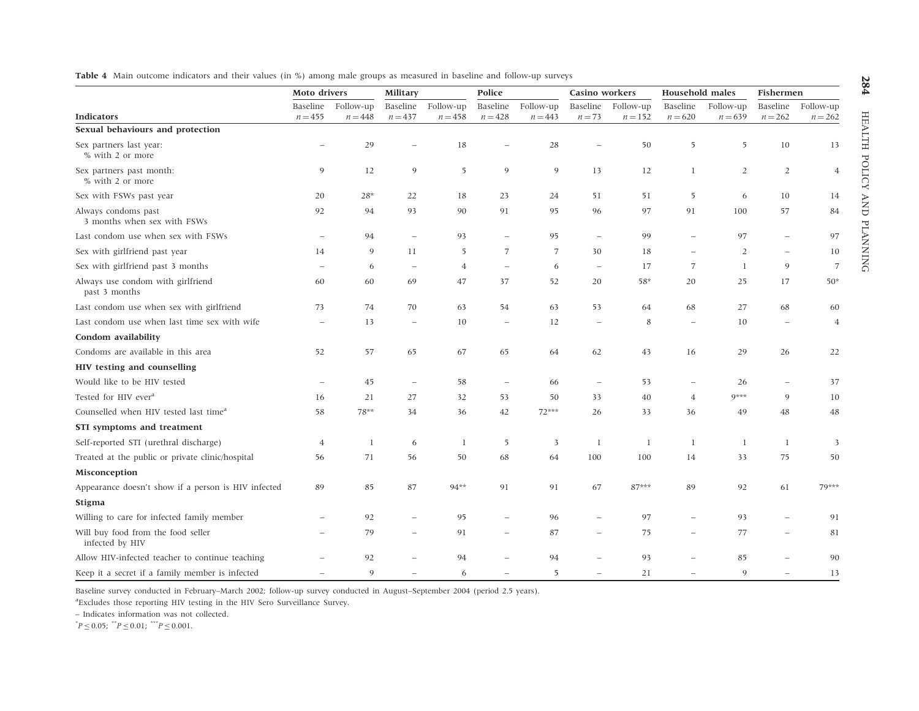**Table 4** Main outcome indicators and their values (in %) among male groups as measured in baseline and follow-up surveys

| Indicators | Moto drivers | | Military | | Police | | Casino workers | | Household males | | Fishermen | |
|---|---|---|---|---|---|---|---|---|---|---|---|---|
| | Baseline $n=455$ | Follow-up $n=448$ | Baseline $n=437$ | Follow-up $n=458$ | Baseline $n=428$ | Follow-up $n=443$ | Baseline $n=73$ | Follow-up $n=152$ | Baseline $n=620$ | Follow-up $n=639$ | Baseline $n=262$ | Follow-up $n=262$ |
| **Sexual behaviours and protection** | | | | | | | | | | | | |
| Sex partners last year: % with 2 or more | – | 29 | – | 18 | – | 28 | – | 50 | 5 | 5 | 10 | 13 |
| Sex partners past month: % with 2 or more | 9 | 12 | 9 | 5 | 9 | 9 | 13 | 12 | 1 | 2 | 2 | 4 |
| Sex with FSWs past year | 20 | 28* | 22 | 18 | 23 | 24 | 51 | 51 | 5 | 6 | 10 | 14 |
| Always condoms past 3 months when sex with FSWs | 92 | 94 | 93 | 90 | 91 | 95 | 96 | 97 | 91 | 100 | 57 | 84 |
| Last condom use when sex with FSWs | – | 94 | – | 93 | – | 95 | – | 99 | – | 97 | – | 97 |
| Sex with girlfriend past year | 14 | 9 | 11 | 5 | 7 | 7 | 30 | 18 | – | 2 | – | 10 |
| Sex with girlfriend past 3 months | – | 6 | – | 4 | – | 6 | – | 17 | 7 | 1 | 9 | 7 |
| Always use condom with girlfriend past 3 months | 60 | 60 | 69 | 47 | 37 | 52 | 20 | 58* | 20 | 25 | 17 | 50* |
| Last condom use when sex with girlfriend | 73 | 74 | 70 | 63 | 54 | 63 | 53 | 64 | 68 | 27 | 68 | 60 |
| Last condom use when last time sex with wife | – | 13 | – | 10 | – | 12 | – | 8 | – | 10 | – | 4 |
| **Condom availability** | | | | | | | | | | | | |
| Condoms are available in this area | 52 | 57 | 65 | 67 | 65 | 64 | 62 | 43 | 16 | 29 | 26 | 22 |
| **HIV testing and counselling** | | | | | | | | | | | | |
| Would like to be HIV tested | – | 45 | – | 58 | – | 66 | – | 53 | – | 26 | – | 37 |
| Tested for HIV ever[a] | 16 | 21 | 27 | 32 | 53 | 50 | 33 | 40 | 4 | 9*** | 9 | 10 |
| Counselled when HIV tested last time[a] | 58 | 78** | 34 | 36 | 42 | 72*** | 26 | 33 | 36 | 49 | 48 | 48 |
| **STI symptoms and treatment** | | | | | | | | | | | | |
| Self-reported STI (urethral discharge) | 4 | 1 | 6 | 1 | 5 | 3 | 1 | 1 | 1 | 1 | 1 | 3 |
| Treated at the public or private clinic/hospital | 56 | 71 | 56 | 50 | 68 | 64 | 100 | 100 | 14 | 33 | 75 | 50 |
| **Misconception** | | | | | | | | | | | | |
| Appearance doesn't show if a person is HIV infected | 89 | 85 | 87 | 94** | 91 | 91 | 67 | 87*** | 89 | 92 | 61 | 79*** |
| **Stigma** | | | | | | | | | | | | |
| Willing to care for infected family member | – | 92 | – | 95 | – | 96 | – | 97 | – | 93 | – | 91 |
| Will buy food from the food seller infected by HIV | – | 79 | – | 91 | – | 87 | – | 75 | – | 77 | – | 81 |
| Allow HIV-infected teacher to continue teaching | – | 92 | – | 94 | – | 94 | – | 93 | – | 85 | – | 90 |
| Keep it a secret if a family member is infected | – | 9 | – | 6 | – | 5 | – | 21 | – | 9 | – | 13 |

Baseline survey conducted in February–March 2002; follow-up survey conducted in August–September 2004 (period 2.5 years).

[a]Excludes those reporting HIV testing in the HIV Sero Surveillance Survey.

– Indicates information was not collected.

*$P \leq 0.05$; **$P \leq 0.01$; ***$P \leq 0.001$.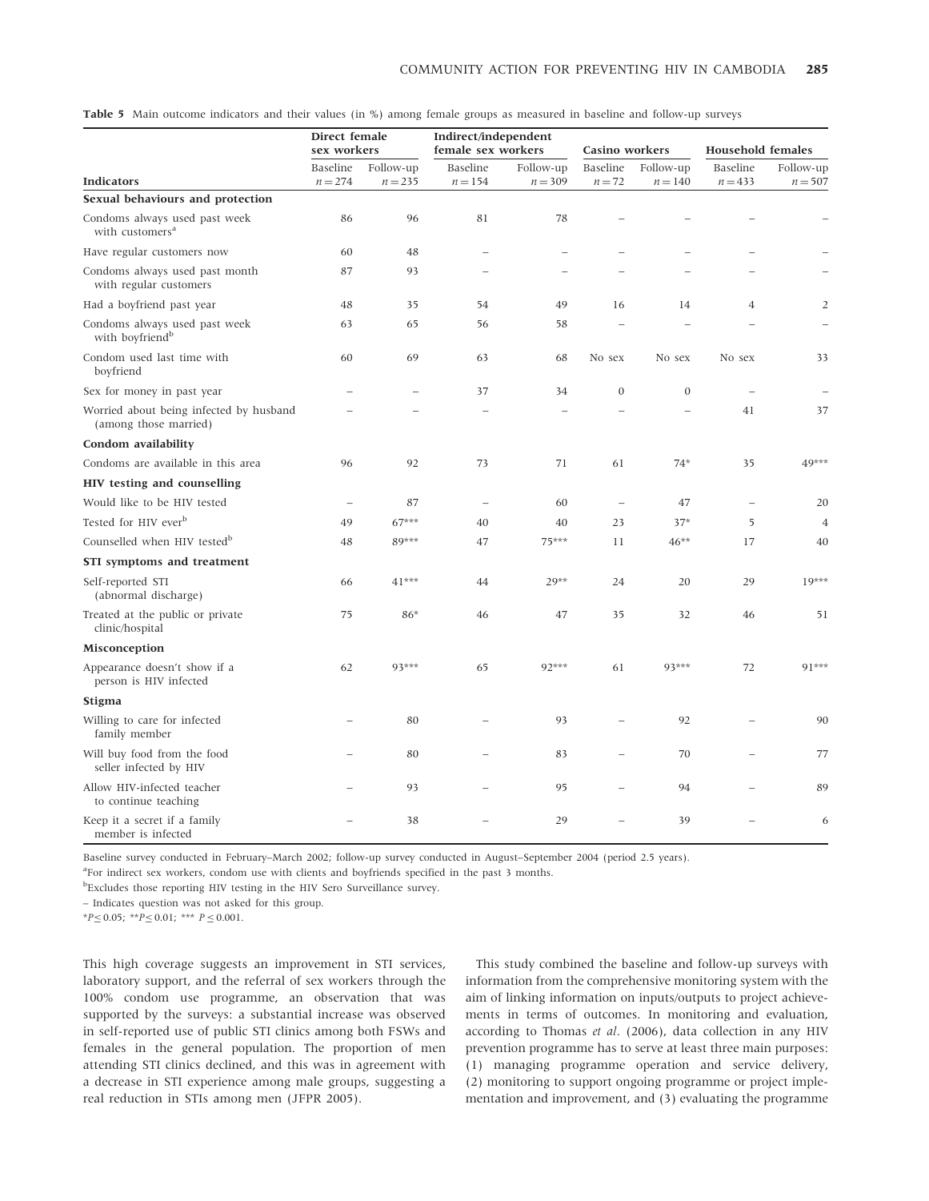**Table 5** Main outcome indicators and their values (in %) among female groups as measured in baseline and follow-up surveys

| Indicators | Direct female sex workers | | Indirect/independent female sex workers | | Casino workers | | Household females | |
|---|---|---|---|---|---|---|---|---|
| | Baseline $n = 274$ | Follow-up $n = 235$ | Baseline $n = 154$ | Follow-up $n = 309$ | Baseline $n = 72$ | Follow-up $n = 140$ | Baseline $n = 433$ | Follow-up $n = 507$ |
| **Sexual behaviours and protection** | | | | | | | | |
| Condoms always used past week with customers[a] | 86 | 96 | 81 | 78 | – | – | – | – |
| Have regular customers now | 60 | 48 | – | – | – | – | – | – |
| Condoms always used past month with regular customers | 87 | 93 | – | – | – | – | – | – |
| Had a boyfriend past year | 48 | 35 | 54 | 49 | 16 | 14 | 4 | 2 |
| Condoms always used past week with boyfriend[b] | 63 | 65 | 56 | 58 | – | – | – | – |
| Condom used last time with boyfriend | 60 | 69 | 63 | 68 | No sex | No sex | No sex | 33 |
| Sex for money in past year | – | – | 37 | 34 | 0 | 0 | – | – |
| Worried about being infected by husband (among those married) | – | – | – | – | – | – | 41 | 37 |
| **Condom availability** | | | | | | | | |
| Condoms are available in this area | 96 | 92 | 73 | 71 | 61 | 74* | 35 | 49*** |
| **HIV testing and counselling** | | | | | | | | |
| Would like to be HIV tested | – | 87 | – | 60 | – | 47 | – | 20 |
| Tested for HIV ever[b] | 49 | 67*** | 40 | 40 | 23 | 37* | 5 | 4 |
| Counselled when HIV tested[b] | 48 | 89*** | 47 | 75*** | 11 | 46** | 17 | 40 |
| **STI symptoms and treatment** | | | | | | | | |
| Self-reported STI (abnormal discharge) | 66 | 41*** | 44 | 29** | 24 | 20 | 29 | 19*** |
| Treated at the public or private clinic/hospital | 75 | 86* | 46 | 47 | 35 | 32 | 46 | 51 |
| **Misconception** | | | | | | | | |
| Appearance doesn't show if a person is HIV infected | 62 | 93*** | 65 | 92*** | 61 | 93*** | 72 | 91*** |
| **Stigma** | | | | | | | | |
| Willing to care for infected family member | – | 80 | – | 93 | – | 92 | – | 90 |
| Will buy food from the food seller infected by HIV | – | 80 | – | 83 | – | 70 | – | 77 |
| Allow HIV-infected teacher to continue teaching | – | 93 | – | 95 | – | 94 | – | 89 |
| Keep it a secret if a family member is infected | – | 38 | – | 29 | – | 39 | – | 6 |

Baseline survey conducted in February–March 2002; follow-up survey conducted in August–September 2004 (period 2.5 years).

[a]For indirect sex workers, condom use with clients and boyfriends specified in the past 3 months.

[b]Excludes those reporting HIV testing in the HIV Sero Surveillance survey.

– Indicates question was not asked for this group.

*$P \leq 0.05$; **$P \leq 0.01$; *** $P \leq 0.001$.

This high coverage suggests an improvement in STI services, laboratory support, and the referral of sex workers through the 100% condom use programme, an observation that was supported by the surveys: a substantial increase was observed in self-reported use of public STI clinics among both FSWs and females in the general population. The proportion of men attending STI clinics declined, and this was in agreement with a decrease in STI experience among male groups, suggesting a real reduction in STIs among men (JFPR 2005).

This study combined the baseline and follow-up surveys with information from the comprehensive monitoring system with the aim of linking information on inputs/outputs to project achievements in terms of outcomes. In monitoring and evaluation, according to Thomas *et al*. (2006), data collection in any HIV prevention programme has to serve at least three main purposes: (1) managing programme operation and service delivery, (2) monitoring to support ongoing programme or project implementation and improvement, and (3) evaluating the programme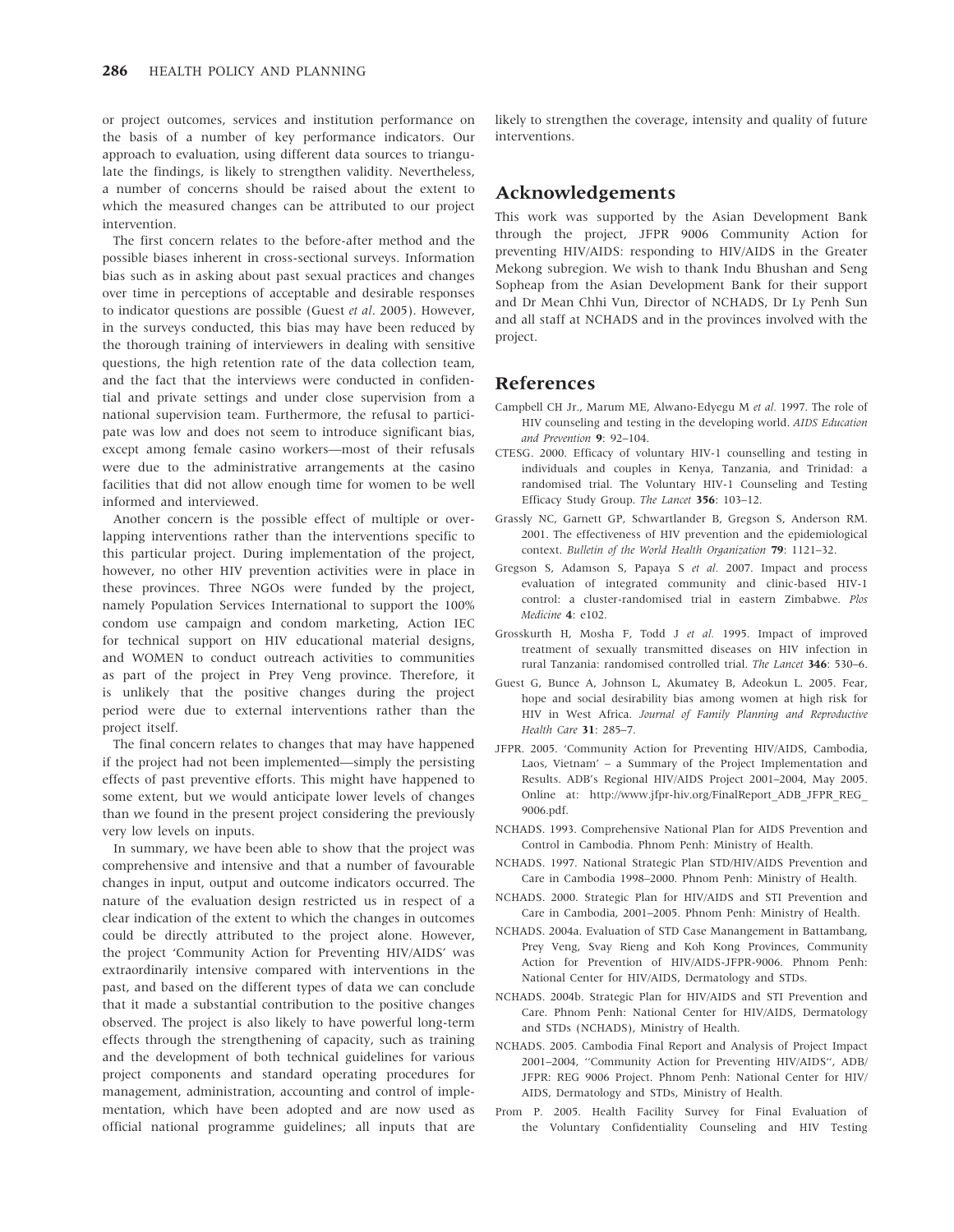or project outcomes, services and institution performance on the basis of a number of key performance indicators. Our approach to evaluation, using different data sources to triangulate the findings, is likely to strengthen validity. Nevertheless, a number of concerns should be raised about the extent to which the measured changes can be attributed to our project intervention.

The first concern relates to the before-after method and the possible biases inherent in cross-sectional surveys. Information bias such as in asking about past sexual practices and changes over time in perceptions of acceptable and desirable responses to indicator questions are possible (Guest *et al*. 2005). However, in the surveys conducted, this bias may have been reduced by the thorough training of interviewers in dealing with sensitive questions, the high retention rate of the data collection team, and the fact that the interviews were conducted in confidential and private settings and under close supervision from a national supervision team. Furthermore, the refusal to participate was low and does not seem to introduce significant bias, except among female casino workers—most of their refusals were due to the administrative arrangements at the casino facilities that did not allow enough time for women to be well informed and interviewed.

Another concern is the possible effect of multiple or overlapping interventions rather than the interventions specific to this particular project. During implementation of the project, however, no other HIV prevention activities were in place in these provinces. Three NGOs were funded by the project, namely Population Services International to support the 100% condom use campaign and condom marketing, Action IEC for technical support on HIV educational material designs, and WOMEN to conduct outreach activities to communities as part of the project in Prey Veng province. Therefore, it is unlikely that the positive changes during the project period were due to external interventions rather than the project itself.

The final concern relates to changes that may have happened if the project had not been implemented—simply the persisting effects of past preventive efforts. This might have happened to some extent, but we would anticipate lower levels of changes than we found in the present project considering the previously very low levels on inputs.

In summary, we have been able to show that the project was comprehensive and intensive and that a number of favourable changes in input, output and outcome indicators occurred. The nature of the evaluation design restricted us in respect of a clear indication of the extent to which the changes in outcomes could be directly attributed to the project alone. However, the project 'Community Action for Preventing HIV/AIDS' was extraordinarily intensive compared with interventions in the past, and based on the different types of data we can conclude that it made a substantial contribution to the positive changes observed. The project is also likely to have powerful long-term effects through the strengthening of capacity, such as training and the development of both technical guidelines for various project components and standard operating procedures for management, administration, accounting and control of implementation, which have been adopted and are now used as official national programme guidelines; all inputs that are likely to strengthen the coverage, intensity and quality of future interventions.

## Acknowledgements

This work was supported by the Asian Development Bank through the project, JFPR 9006 Community Action for preventing HIV/AIDS: responding to HIV/AIDS in the Greater Mekong subregion. We wish to thank Indu Bhushan and Seng Sopheap from the Asian Development Bank for their support and Dr Mean Chhi Vun, Director of NCHADS, Dr Ly Penh Sun and all staff at NCHADS and in the provinces involved with the project.

## References

Campbell CH Jr., Marum ME, Alwano-Edyegu M *et al.* 1997. The role of HIV counseling and testing in the developing world. *AIDS Education and Prevention* **9**: 92–104.

CTESG. 2000. Efficacy of voluntary HIV-1 counselling and testing in individuals and couples in Kenya, Tanzania, and Trinidad: a randomised trial. The Voluntary HIV-1 Counseling and Testing Efficacy Study Group. *The Lancet* **356**: 103–12.

Grassly NC, Garnett GP, Schwartlander B, Gregson S, Anderson RM. 2001. The effectiveness of HIV prevention and the epidemiological context. *Bulletin of the World Health Organization* **79**: 1121–32.

Gregson S, Adamson S, Papaya S *et al.* 2007. Impact and process evaluation of integrated community and clinic-based HIV-1 control: a cluster-randomised trial in eastern Zimbabwe. *Plos Medicine* **4**: e102.

Grosskurth H, Mosha F, Todd J *et al.* 1995. Impact of improved treatment of sexually transmitted diseases on HIV infection in rural Tanzania: randomised controlled trial. *The Lancet* **346**: 530–6.

Guest G, Bunce A, Johnson L, Akumatey B, Adeokun L. 2005. Fear, hope and social desirability bias among women at high risk for HIV in West Africa. *Journal of Family Planning and Reproductive Health Care* **31**: 285–7.

JFPR. 2005. 'Community Action for Preventing HIV/AIDS, Cambodia, Laos, Vietnam' – a Summary of the Project Implementation and Results. ADB's Regional HIV/AIDS Project 2001–2004, May 2005. Online at: http://www.jfpr-hiv.org/FinalReport_ADB_JFPR_REG_9006.pdf.

NCHADS. 1993. Comprehensive National Plan for AIDS Prevention and Control in Cambodia. Phnom Penh: Ministry of Health.

NCHADS. 1997. National Strategic Plan STD/HIV/AIDS Prevention and Care in Cambodia 1998–2000. Phnom Penh: Ministry of Health.

NCHADS. 2000. Strategic Plan for HIV/AIDS and STI Prevention and Care in Cambodia, 2001–2005. Phnom Penh: Ministry of Health.

NCHADS. 2004a. Evaluation of STD Case Manangement in Battambang, Prey Veng, Svay Rieng and Koh Kong Provinces, Community Action for Prevention of HIV/AIDS-JFPR-9006. Phnom Penh: National Center for HIV/AIDS, Dermatology and STDs.

NCHADS. 2004b. Strategic Plan for HIV/AIDS and STI Prevention and Care. Phnom Penh: National Center for HIV/AIDS, Dermatology and STDs (NCHADS), Ministry of Health.

NCHADS. 2005. Cambodia Final Report and Analysis of Project Impact 2001–2004, ''Community Action for Preventing HIV/AIDS'', ADB/JFPR: REG 9006 Project. Phnom Penh: National Center for HIV/AIDS, Dermatology and STDs, Ministry of Health.

Prom P. 2005. Health Facility Survey for Final Evaluation of the Voluntary Confidentiality Counseling and HIV Testing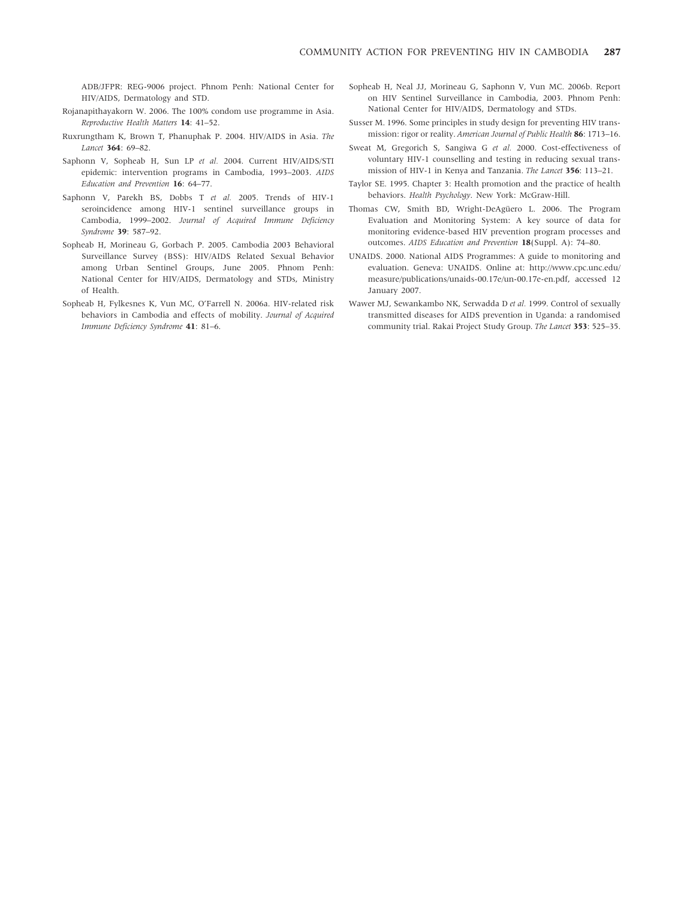ADB/JFPR: REG-9006 project. Phnom Penh: National Center for HIV/AIDS, Dermatology and STD.

Rojanapithayakorn W. 2006. The 100% condom use programme in Asia. *Reproductive Health Matters* **14**: 41–52.

Ruxrungtham K, Brown T, Phanuphak P. 2004. HIV/AIDS in Asia. *The Lancet* **364**: 69–82.

Saphonn V, Sopheab H, Sun LP *et al.* 2004. Current HIV/AIDS/STI epidemic: intervention programs in Cambodia, 1993–2003. *AIDS Education and Prevention* **16**: 64–77.

Saphonn V, Parekh BS, Dobbs T *et al.* 2005. Trends of HIV-1 seroincidence among HIV-1 sentinel surveillance groups in Cambodia, 1999–2002. *Journal of Acquired Immune Deficiency Syndrome* **39**: 587–92.

Sopheab H, Morineau G, Gorbach P. 2005. Cambodia 2003 Behavioral Surveillance Survey (BSS): HIV/AIDS Related Sexual Behavior among Urban Sentinel Groups, June 2005. Phnom Penh: National Center for HIV/AIDS, Dermatology and STDs, Ministry of Health.

Sopheab H, Fylkesnes K, Vun MC, O'Farrell N. 2006a. HIV-related risk behaviors in Cambodia and effects of mobility. *Journal of Acquired Immune Deficiency Syndrome* **41**: 81–6.

Sopheab H, Neal JJ, Morineau G, Saphonn V, Vun MC. 2006b. Report on HIV Sentinel Surveillance in Cambodia, 2003. Phnom Penh: National Center for HIV/AIDS, Dermatology and STDs.

Susser M. 1996. Some principles in study design for preventing HIV transmission: rigor or reality. *American Journal of Public Health* **86**: 1713–16.

Sweat M, Gregorich S, Sangiwa G *et al.* 2000. Cost-effectiveness of voluntary HIV-1 counselling and testing in reducing sexual transmission of HIV-1 in Kenya and Tanzania. *The Lancet* **356**: 113–21.

Taylor SE. 1995. Chapter 3: Health promotion and the practice of health behaviors. *Health Psychology*. New York: McGraw-Hill.

Thomas CW, Smith BD, Wright-DeAgüero L. 2006. The Program Evaluation and Monitoring System: A key source of data for monitoring evidence-based HIV prevention program processes and outcomes. *AIDS Education and Prevention* **18**(Suppl. A): 74–80.

UNAIDS. 2000. National AIDS Programmes: A guide to monitoring and evaluation. Geneva: UNAIDS. Online at: http://www.cpc.unc.edu/measure/publications/unaids-00.17e/un-00.17e-en.pdf, accessed 12 January 2007.

Wawer MJ, Sewankambo NK, Serwadda D *et al.* 1999. Control of sexually transmitted diseases for AIDS prevention in Uganda: a randomised community trial. Rakai Project Study Group. *The Lancet* **353**: 525–35.